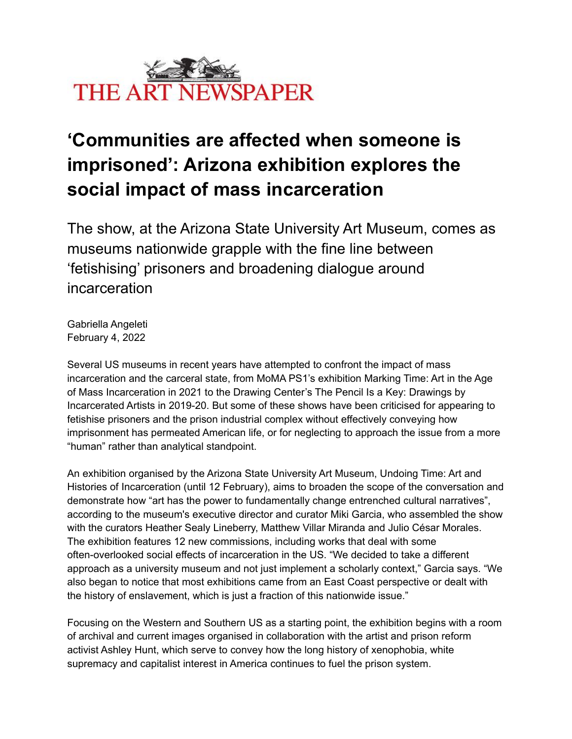THE ART NEWSPAPER

# ‘Communities are affected when someone is imprisoned’: Arizona exhibition explores the social impact of mass incarceration

The show, at the Arizona State University Art Museum, comes as museums nationwide grapple with the fine line between ‘fetishising’ prisoners and broadening dialogue around incarceration

Gabriella Angeleti
February 4, 2022

Several US museums in recent years have attempted to confront the impact of mass incarceration and the carceral state, from MoMA PS1’s exhibition Marking Time: Art in the Age of Mass Incarceration in 2021 to the Drawing Center’s The Pencil Is a Key: Drawings by Incarcerated Artists in 2019-20. But some of these shows have been criticised for appearing to fetishise prisoners and the prison industrial complex without effectively conveying how imprisonment has permeated American life, or for neglecting to approach the issue from a more “human” rather than analytical standpoint.

An exhibition organised by the Arizona State University Art Museum, Undoing Time: Art and Histories of Incarceration (until 12 February), aims to broaden the scope of the conversation and demonstrate how “art has the power to fundamentally change entrenched cultural narratives”, according to the museum's executive director and curator Miki Garcia, who assembled the show with the curators Heather Sealy Lineberry, Matthew Villar Miranda and Julio César Morales. The exhibition features 12 new commissions, including works that deal with some often-overlooked social effects of incarceration in the US. “We decided to take a different approach as a university museum and not just implement a scholarly context,” Garcia says. “We also began to notice that most exhibitions came from an East Coast perspective or dealt with the history of enslavement, which is just a fraction of this nationwide issue.”

Focusing on the Western and Southern US as a starting point, the exhibition begins with a room of archival and current images organised in collaboration with the artist and prison reform activist Ashley Hunt, which serve to convey how the long history of xenophobia, white supremacy and capitalist interest in America continues to fuel the prison system.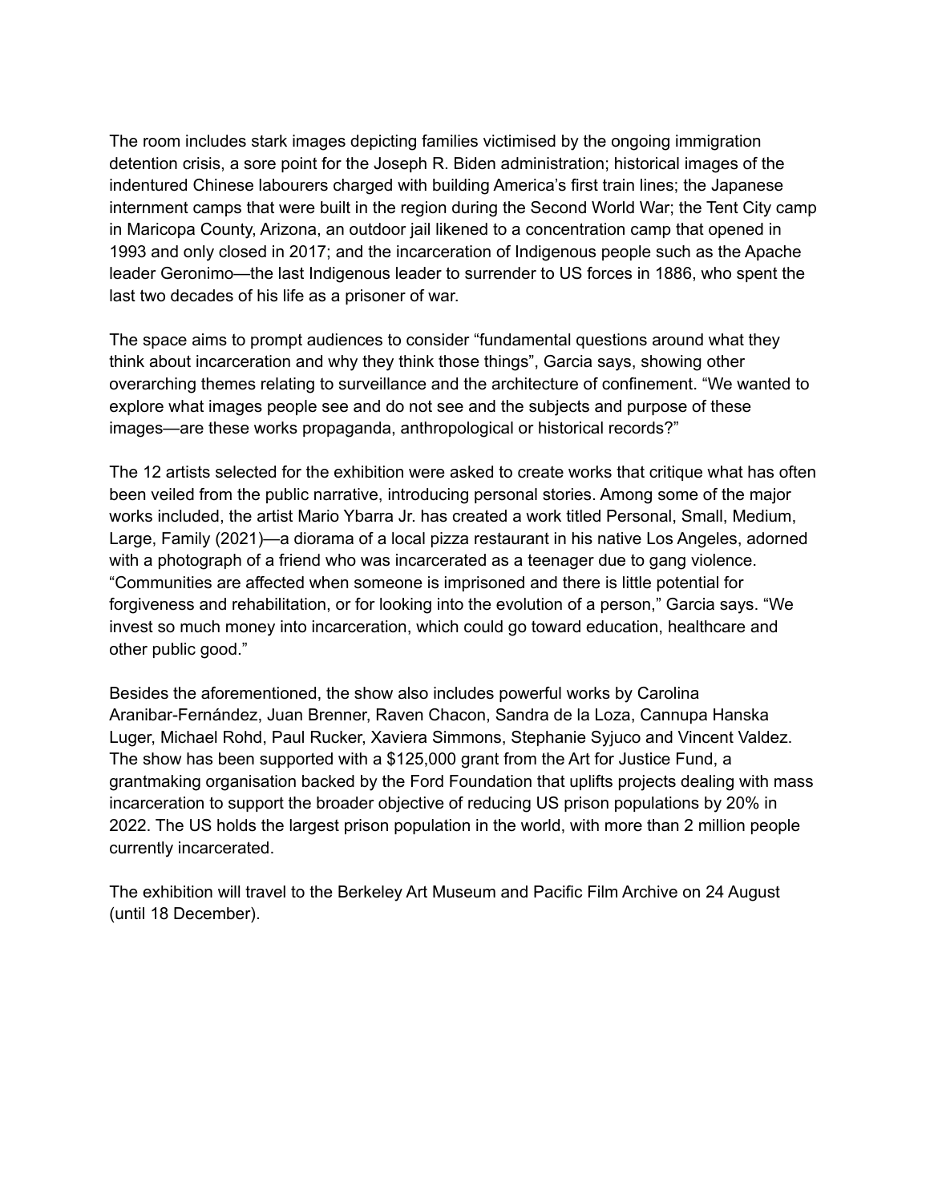The room includes stark images depicting families victimised by the ongoing immigration detention crisis, a sore point for the Joseph R. Biden administration; historical images of the indentured Chinese labourers charged with building America's first train lines; the Japanese internment camps that were built in the region during the Second World War; the Tent City camp in Maricopa County, Arizona, an outdoor jail likened to a concentration camp that opened in 1993 and only closed in 2017; and the incarceration of Indigenous people such as the Apache leader Geronimo—the last Indigenous leader to surrender to US forces in 1886, who spent the last two decades of his life as a prisoner of war.

The space aims to prompt audiences to consider "fundamental questions around what they think about incarceration and why they think those things", Garcia says, showing other overarching themes relating to surveillance and the architecture of confinement. "We wanted to explore what images people see and do not see and the subjects and purpose of these images—are these works propaganda, anthropological or historical records?"

The 12 artists selected for the exhibition were asked to create works that critique what has often been veiled from the public narrative, introducing personal stories. Among some of the major works included, the artist Mario Ybarra Jr. has created a work titled Personal, Small, Medium, Large, Family (2021)—a diorama of a local pizza restaurant in his native Los Angeles, adorned with a photograph of a friend who was incarcerated as a teenager due to gang violence. "Communities are affected when someone is imprisoned and there is little potential for forgiveness and rehabilitation, or for looking into the evolution of a person," Garcia says. "We invest so much money into incarceration, which could go toward education, healthcare and other public good."

Besides the aforementioned, the show also includes powerful works by Carolina Aranibar-Fernández, Juan Brenner, Raven Chacon, Sandra de la Loza, Cannupa Hanska Luger, Michael Rohd, Paul Rucker, Xaviera Simmons, Stephanie Syjuco and Vincent Valdez. The show has been supported with a $125,000 grant from the Art for Justice Fund, a grantmaking organisation backed by the Ford Foundation that uplifts projects dealing with mass incarceration to support the broader objective of reducing US prison populations by 20% in 2022. The US holds the largest prison population in the world, with more than 2 million people currently incarcerated.

The exhibition will travel to the Berkeley Art Museum and Pacific Film Archive on 24 August (until 18 December).